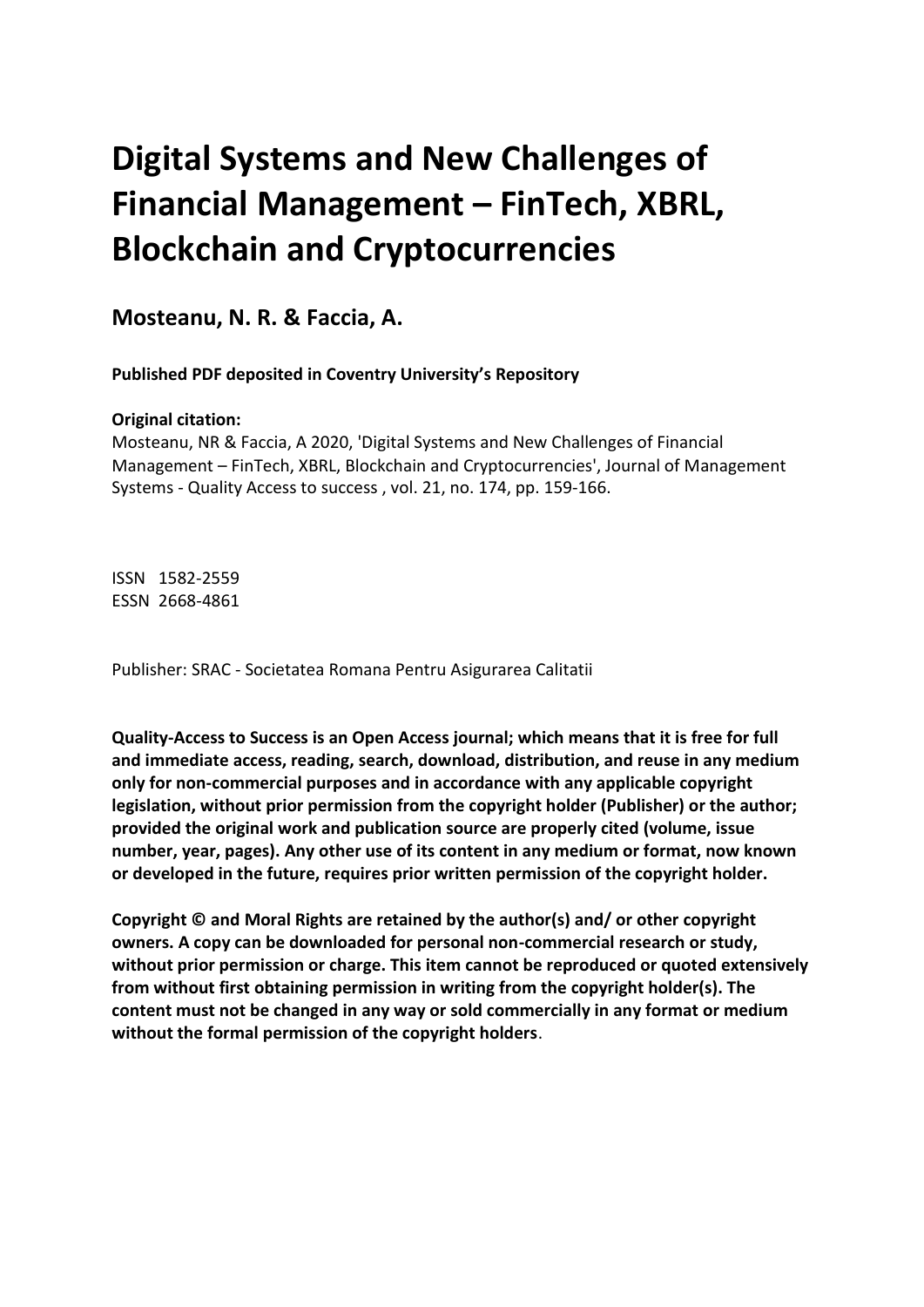# Digital Systems and New Challenges of Financial Management – FinTech, XBRL, Blockchain and Cryptocurrencies

**Mosteanu, N. R. & Faccia, A.**

**Published PDF deposited in Coventry University's Repository**

**Original citation:**

Mosteanu, NR & Faccia, A 2020, 'Digital Systems and New Challenges of Financial Management – FinTech, XBRL, Blockchain and Cryptocurrencies', Journal of Management Systems - Quality Access to success , vol. 21, no. 174, pp. 159-166.

ISSN 1582-2559
ESSN 2668-4861

Publisher: SRAC - Societatea Romana Pentru Asigurarea Calitatii

**Quality-Access to Success is an Open Access journal; which means that it is free for full and immediate access, reading, search, download, distribution, and reuse in any medium only for non-commercial purposes and in accordance with any applicable copyright legislation, without prior permission from the copyright holder (Publisher) or the author; provided the original work and publication source are properly cited (volume, issue number, year, pages). Any other use of its content in any medium or format, now known or developed in the future, requires prior written permission of the copyright holder.**

**Copyright © and Moral Rights are retained by the author(s) and/ or other copyright owners. A copy can be downloaded for personal non-commercial research or study, without prior permission or charge. This item cannot be reproduced or quoted extensively from without first obtaining permission in writing from the copyright holder(s). The content must not be changed in any way or sold commercially in any format or medium without the formal permission of the copyright holders**.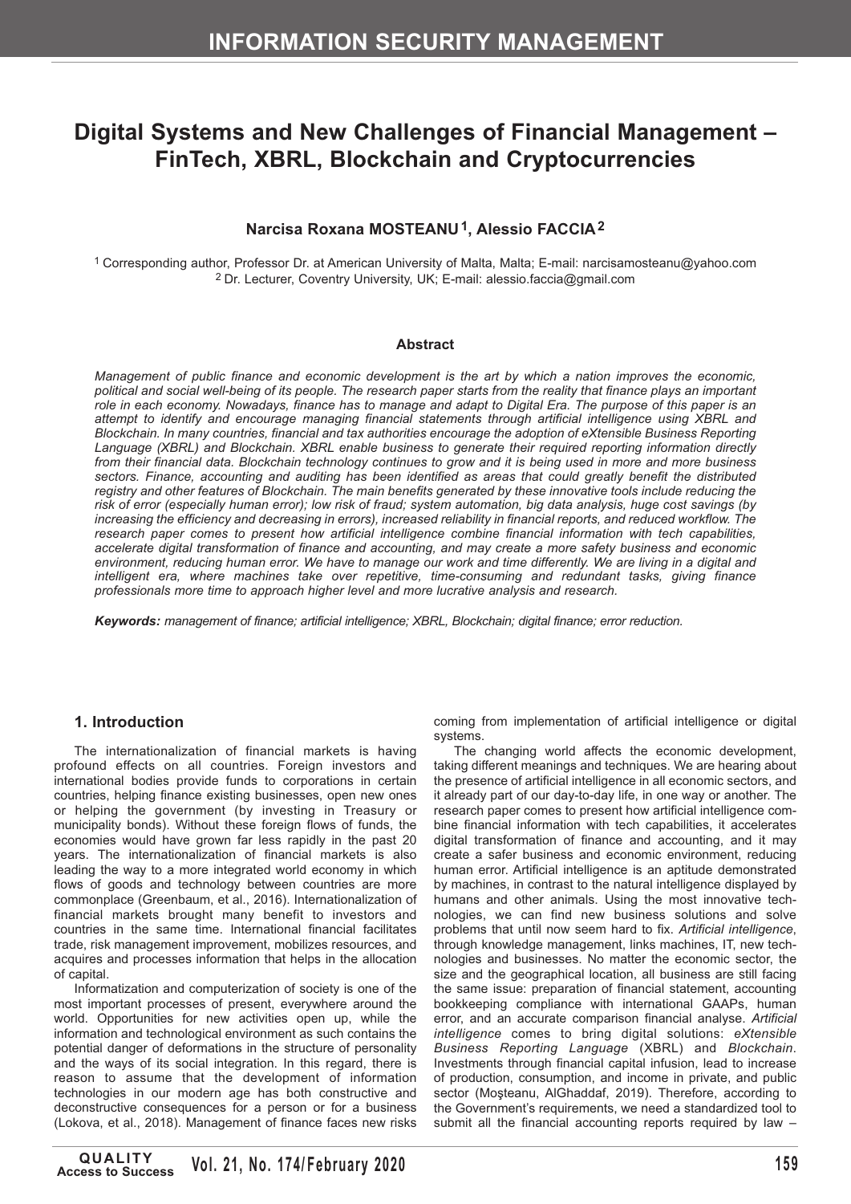# Digital Systems and New Challenges of Financial Management – FinTech, XBRL, Blockchain and Cryptocurrencies

**Narcisa Roxana MOSTEANU**[1]**, Alessio FACCIA**[2]

[1] Corresponding author, Professor Dr. at American University of Malta, Malta; E-mail: narcisamosteanu@yahoo.com
[2] Dr. Lecturer, Coventry University, UK; E-mail: alessio.faccia@gmail.com

### Abstract

*Management of public finance and economic development is the art by which a nation improves the economic, political and social well-being of its people. The research paper starts from the reality that finance plays an important role in each economy. Nowadays, finance has to manage and adapt to Digital Era. The purpose of this paper is an attempt to identify and encourage managing financial statements through artificial intelligence using XBRL and Blockchain. In many countries, financial and tax authorities encourage the adoption of eXtensible Business Reporting Language (XBRL) and Blockchain. XBRL enable business to generate their required reporting information directly from their financial data. Blockchain technology continues to grow and it is being used in more and more business sectors. Finance, accounting and auditing has been identified as areas that could greatly benefit the distributed registry and other features of Blockchain. The main benefits generated by these innovative tools include reducing the risk of error (especially human error); low risk of fraud; system automation, big data analysis, huge cost savings (by increasing the efficiency and decreasing in errors), increased reliability in financial reports, and reduced workflow. The research paper comes to present how artificial intelligence combine financial information with tech capabilities, accelerate digital transformation of finance and accounting, and may create a more safety business and economic environment, reducing human error. We have to manage our work and time differently. We are living in a digital and intelligent era, where machines take over repetitive, time-consuming and redundant tasks, giving finance professionals more time to approach higher level and more lucrative analysis and research.*

***Keywords:*** *management of finance; artificial intelligence; XBRL, Blockchain; digital finance; error reduction.*

## 1. Introduction

The internationalization of financial markets is having profound effects on all countries. Foreign investors and international bodies provide funds to corporations in certain countries, helping finance existing businesses, open new ones or helping the government (by investing in Treasury or municipality bonds). Without these foreign flows of funds, the economies would have grown far less rapidly in the past 20 years. The internationalization of financial markets is also leading the way to a more integrated world economy in which flows of goods and technology between countries are more commonplace (Greenbaum, et al., 2016). Internationalization of financial markets brought many benefit to investors and countries in the same time. International financial facilitates trade, risk management improvement, mobilizes resources, and acquires and processes information that helps in the allocation of capital.

Informatization and computerization of society is one of the most important processes of present, everywhere around the world. Opportunities for new activities open up, while the information and technological environment as such contains the potential danger of deformations in the structure of personality and the ways of its social integration. In this regard, there is reason to assume that the development of information technologies in our modern age has both constructive and deconstructive consequences for a person or for a business (Lokova, et al., 2018). Management of finance faces new risks coming from implementation of artificial intelligence or digital systems.

The changing world affects the economic development, taking different meanings and techniques. We are hearing about the presence of artificial intelligence in all economic sectors, and it already part of our day-to-day life, in one way or another. The research paper comes to present how artificial intelligence combine financial information with tech capabilities, it accelerates digital transformation of finance and accounting, and it may create a safer business and economic environment, reducing human error. Artificial intelligence is an aptitude demonstrated by machines, in contrast to the natural intelligence displayed by humans and other animals. Using the most innovative technologies, we can find new business solutions and solve problems that until now seem hard to fix. *Artificial intelligence*, through knowledge management, links machines, IT, new technologies and businesses. No matter the economic sector, the size and the geographical location, all business are still facing the same issue: preparation of financial statement, accounting bookkeeping compliance with international GAAPs, human error, and an accurate comparison financial analyse. *Artificial intelligence* comes to bring digital solutions: *eXtensible Business Reporting Language* (XBRL) and *Blockchain*. Investments through financial capital infusion, lead to increase of production, consumption, and income in private, and public sector (Moşteanu, AlGhaddaf, 2019). Therefore, according to the Government's requirements, we need a standardized tool to submit all the financial accounting reports required by law –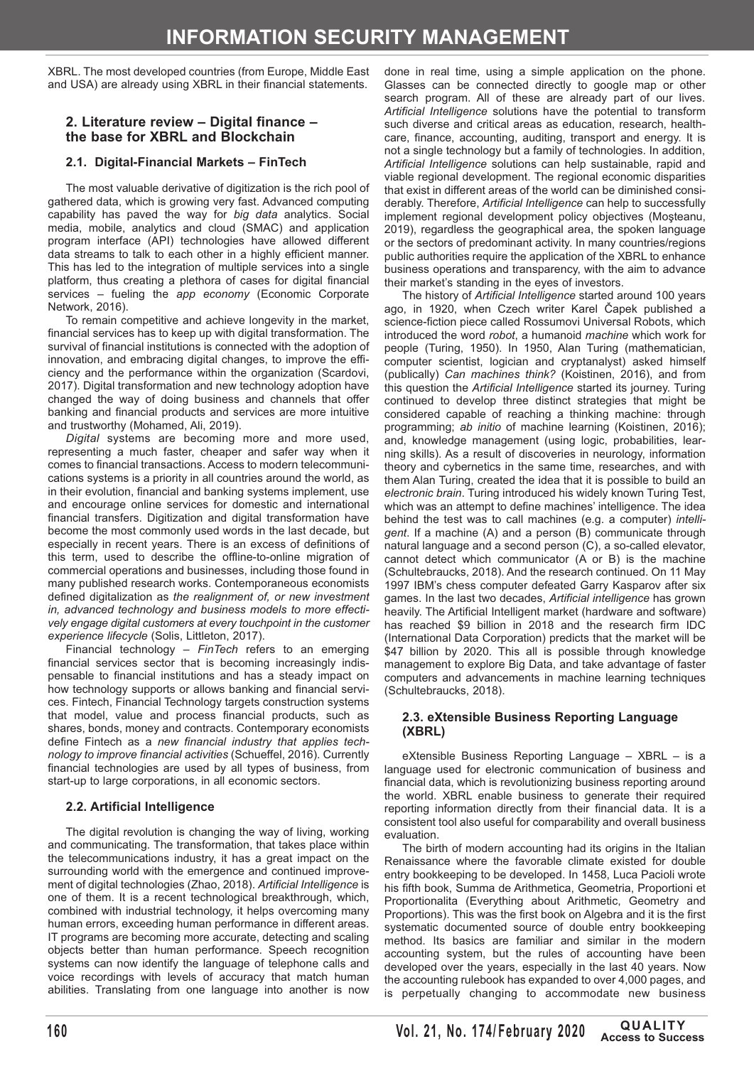XBRL. The most developed countries (from Europe, Middle East and USA) are already using XBRL in their financial statements.

## 2. Literature review – Digital finance – the base for XBRL and Blockchain

### 2.1. Digital-Financial Markets – FinTech

The most valuable derivative of digitization is the rich pool of gathered data, which is growing very fast. Advanced computing capability has paved the way for *big data* analytics. Social media, mobile, analytics and cloud (SMAC) and application program interface (API) technologies have allowed different data streams to talk to each other in a highly efficient manner. This has led to the integration of multiple services into a single platform, thus creating a plethora of cases for digital financial services – fueling the *app economy* (Economic Corporate Network, 2016).

To remain competitive and achieve longevity in the market, financial services has to keep up with digital transformation. The survival of financial institutions is connected with the adoption of innovation, and embracing digital changes, to improve the efficiency and the performance within the organization (Scardovi, 2017). Digital transformation and new technology adoption have changed the way of doing business and channels that offer banking and financial products and services are more intuitive and trustworthy (Mohamed, Ali, 2019).

*Digital* systems are becoming more and more used, representing a much faster, cheaper and safer way when it comes to financial transactions. Access to modern telecommunications systems is a priority in all countries around the world, as in their evolution, financial and banking systems implement, use and encourage online services for domestic and international financial transfers. Digitization and digital transformation have become the most commonly used words in the last decade, but especially in recent years. There is an excess of definitions of this term, used to describe the offline-to-online migration of commercial operations and businesses, including those found in many published research works. Contemporaneous economists defined digitalization as *the realignment of, or new investment in, advanced technology and business models to more effectively engage digital customers at every touchpoint in the customer experience lifecycle* (Solis, Littleton, 2017).

Financial technology – *FinTech* refers to an emerging financial services sector that is becoming increasingly indispensable to financial institutions and has a steady impact on how technology supports or allows banking and financial services. Fintech, Financial Technology targets construction systems that model, value and process financial products, such as shares, bonds, money and contracts. Contemporary economists define Fintech as a *new financial industry that applies technology to improve financial activities* (Schueffel, 2016). Currently financial technologies are used by all types of business, from start-up to large corporations, in all economic sectors.

### 2.2. Artificial Intelligence

The digital revolution is changing the way of living, working and communicating. The transformation, that takes place within the telecommunications industry, it has a great impact on the surrounding world with the emergence and continued improvement of digital technologies (Zhao, 2018). *Artificial Intelligence* is one of them. It is a recent technological breakthrough, which, combined with industrial technology, it helps overcoming many human errors, exceeding human performance in different areas. IT programs are becoming more accurate, detecting and scaling objects better than human performance. Speech recognition systems can now identify the language of telephone calls and voice recordings with levels of accuracy that match human abilities. Translating from one language into another is now done in real time, using a simple application on the phone. Glasses can be connected directly to google map or other search program. All of these are already part of our lives. *Artificial Intelligence* solutions have the potential to transform such diverse and critical areas as education, research, healthcare, finance, accounting, auditing, transport and energy. It is not a single technology but a family of technologies. In addition, *Artificial Intelligence* solutions can help sustainable, rapid and viable regional development. The regional economic disparities that exist in different areas of the world can be diminished considerably. Therefore, *Artificial Intelligence* can help to successfully implement regional development policy objectives (Moşteanu, 2019), regardless the geographical area, the spoken language or the sectors of predominant activity. In many countries/regions public authorities require the application of the XBRL to enhance business operations and transparency, with the aim to advance their market's standing in the eyes of investors.

The history of *Artificial Intelligence* started around 100 years ago, in 1920, when Czech writer Karel Čapek published a science-fiction piece called Rossumovi Universal Robots, which introduced the word *robot*, a humanoid *machine* which work for people (Turing, 1950). In 1950, Alan Turing (mathematician, computer scientist, logician and cryptanalyst) asked himself (publically) *Can machines think?* (Koistinen, 2016), and from this question the *Artificial Intelligence* started its journey. Turing continued to develop three distinct strategies that might be considered capable of reaching a thinking machine: through programming; *ab initio* of machine learning (Koistinen, 2016); and, knowledge management (using logic, probabilities, learning skills). As a result of discoveries in neurology, information theory and cybernetics in the same time, researches, and with them Alan Turing, created the idea that it is possible to build an *electronic brain*. Turing introduced his widely known Turing Test, which was an attempt to define machines' intelligence. The idea behind the test was to call machines (e.g. a computer) *intelligent*. If a machine (A) and a person (B) communicate through natural language and a second person (C), a so-called elevator, cannot detect which communicator (A or B) is the machine (Schultebraucks, 2018). And the research continued. On 11 May 1997 IBM's chess computer defeated Garry Kasparov after six games. In the last two decades, *Artificial intelligence* has grown heavily. The Artificial Intelligent market (hardware and software) has reached $9 billion in 2018 and the research firm IDC (International Data Corporation) predicts that the market will be $47 billion by 2020. This all is possible through knowledge management to explore Big Data, and take advantage of faster computers and advancements in machine learning techniques (Schultebraucks, 2018).

### 2.3. eXtensible Business Reporting Language (XBRL)

eXtensible Business Reporting Language – XBRL – is a language used for electronic communication of business and financial data, which is revolutionizing business reporting around the world. XBRL enable business to generate their required reporting information directly from their financial data. It is a consistent tool also useful for comparability and overall business evaluation.

The birth of modern accounting had its origins in the Italian Renaissance where the favorable climate existed for double entry bookkeeping to be developed. In 1458, Luca Pacioli wrote his fifth book, Summa de Arithmetica, Geometria, Proportioni et Proportionalita (Everything about Arithmetic, Geometry and Proportions). This was the first book on Algebra and it is the first systematic documented source of double entry bookkeeping method. Its basics are familiar and similar in the modern accounting system, but the rules of accounting have been developed over the years, especially in the last 40 years. Now the accounting rulebook has expanded to over 4,000 pages, and is perpetually changing to accommodate new business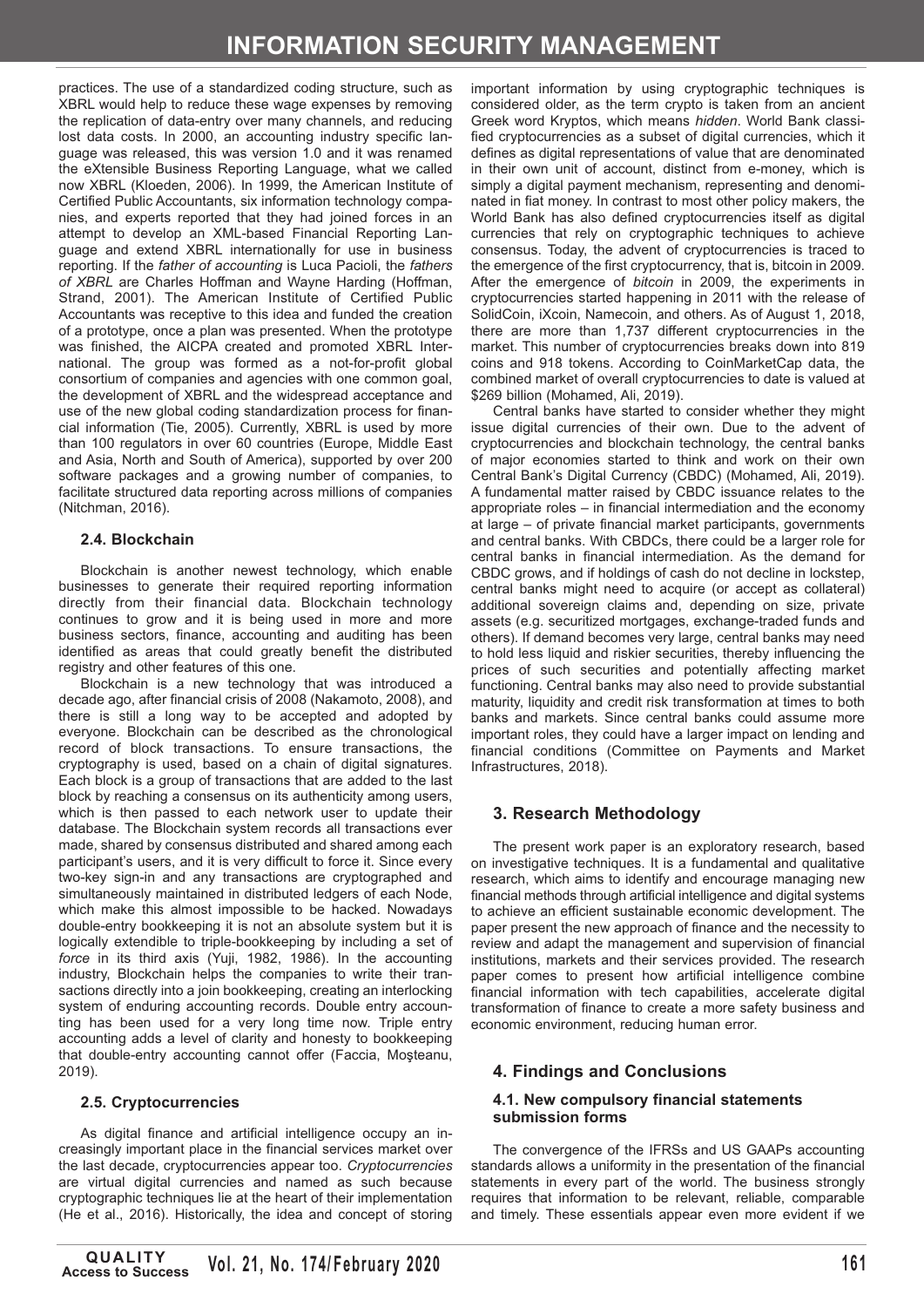practices. The use of a standardized coding structure, such as XBRL would help to reduce these wage expenses by removing the replication of data-entry over many channels, and reducing lost data costs. In 2000, an accounting industry specific language was released, this was version 1.0 and it was renamed the eXtensible Business Reporting Language, what we called now XBRL (Kloeden, 2006). In 1999, the American Institute of Certified Public Accountants, six information technology companies, and experts reported that they had joined forces in an attempt to develop an XML-based Financial Reporting Language and extend XBRL internationally for use in business reporting. If the *father of accounting* is Luca Pacioli, the *fathers of XBRL* are Charles Hoffman and Wayne Harding (Hoffman, Strand, 2001). The American Institute of Certified Public Accountants was receptive to this idea and funded the creation of a prototype, once a plan was presented. When the prototype was finished, the AICPA created and promoted XBRL International. The group was formed as a not-for-profit global consortium of companies and agencies with one common goal, the development of XBRL and the widespread acceptance and use of the new global coding standardization process for financial information (Tie, 2005). Currently, XBRL is used by more than 100 regulators in over 60 countries (Europe, Middle East and Asia, North and South of America), supported by over 200 software packages and a growing number of companies, to facilitate structured data reporting across millions of companies (Nitchman, 2016).

### 2.4. Blockchain

Blockchain is another newest technology, which enable businesses to generate their required reporting information directly from their financial data. Blockchain technology continues to grow and it is being used in more and more business sectors, finance, accounting and auditing has been identified as areas that could greatly benefit the distributed registry and other features of this one.

Blockchain is a new technology that was introduced a decade ago, after financial crisis of 2008 (Nakamoto, 2008), and there is still a long way to be accepted and adopted by everyone. Blockchain can be described as the chronological record of block transactions. To ensure transactions, the cryptography is used, based on a chain of digital signatures. Each block is a group of transactions that are added to the last block by reaching a consensus on its authenticity among users, which is then passed to each network user to update their database. The Blockchain system records all transactions ever made, shared by consensus distributed and shared among each participant's users, and it is very difficult to force it. Since every two-key sign-in and any transactions are cryptographed and simultaneously maintained in distributed ledgers of each Node, which make this almost impossible to be hacked. Nowadays double-entry bookkeeping it is not an absolute system but it is logically extendible to triple-bookkeeping by including a set of *force* in its third axis (Yuji, 1982, 1986). In the accounting industry, Blockchain helps the companies to write their transactions directly into a join bookkeeping, creating an interlocking system of enduring accounting records. Double entry accounting has been used for a very long time now. Triple entry accounting adds a level of clarity and honesty to bookkeeping that double-entry accounting cannot offer (Faccia, Moşteanu, 2019).

### 2.5. Cryptocurrencies

As digital finance and artificial intelligence occupy an increasingly important place in the financial services market over the last decade, cryptocurrencies appear too. *Cryptocurrencies* are virtual digital currencies and named as such because cryptographic techniques lie at the heart of their implementation (He et al., 2016). Historically, the idea and concept of storing important information by using cryptographic techniques is considered older, as the term crypto is taken from an ancient Greek word Kryptos, which means *hidden*. World Bank classified cryptocurrencies as a subset of digital currencies, which it defines as digital representations of value that are denominated in their own unit of account, distinct from e-money, which is simply a digital payment mechanism, representing and denominated in fiat money. In contrast to most other policy makers, the World Bank has also defined cryptocurrencies itself as digital currencies that rely on cryptographic techniques to achieve consensus. Today, the advent of cryptocurrencies is traced to the emergence of the first cryptocurrency, that is, bitcoin in 2009. After the emergence of *bitcoin* in 2009, the experiments in cryptocurrencies started happening in 2011 with the release of SolidCoin, iXcoin, Namecoin, and others. As of August 1, 2018, there are more than 1,737 different cryptocurrencies in the market. This number of cryptocurrencies breaks down into 819 coins and 918 tokens. According to CoinMarketCap data, the combined market of overall cryptocurrencies to date is valued at \$269 billion (Mohamed, Ali, 2019).

Central banks have started to consider whether they might issue digital currencies of their own. Due to the advent of cryptocurrencies and blockchain technology, the central banks of major economies started to think and work on their own Central Bank's Digital Currency (CBDC) (Mohamed, Ali, 2019). A fundamental matter raised by CBDC issuance relates to the appropriate roles – in financial intermediation and the economy at large – of private financial market participants, governments and central banks. With CBDCs, there could be a larger role for central banks in financial intermediation. As the demand for CBDC grows, and if holdings of cash do not decline in lockstep, central banks might need to acquire (or accept as collateral) additional sovereign claims and, depending on size, private assets (e.g. securitized mortgages, exchange-traded funds and others). If demand becomes very large, central banks may need to hold less liquid and riskier securities, thereby influencing the prices of such securities and potentially affecting market functioning. Central banks may also need to provide substantial maturity, liquidity and credit risk transformation at times to both banks and markets. Since central banks could assume more important roles, they could have a larger impact on lending and financial conditions (Committee on Payments and Market Infrastructures, 2018).

## 3. Research Methodology

The present work paper is an exploratory research, based on investigative techniques. It is a fundamental and qualitative research, which aims to identify and encourage managing new financial methods through artificial intelligence and digital systems to achieve an efficient sustainable economic development. The paper present the new approach of finance and the necessity to review and adapt the management and supervision of financial institutions, markets and their services provided. The research paper comes to present how artificial intelligence combine financial information with tech capabilities, accelerate digital transformation of finance to create a more safety business and economic environment, reducing human error.

## 4. Findings and Conclusions

### 4.1. New compulsory financial statements submission forms

The convergence of the IFRSs and US GAAPs accounting standards allows a uniformity in the presentation of the financial statements in every part of the world. The business strongly requires that information to be relevant, reliable, comparable and timely. These essentials appear even more evident if we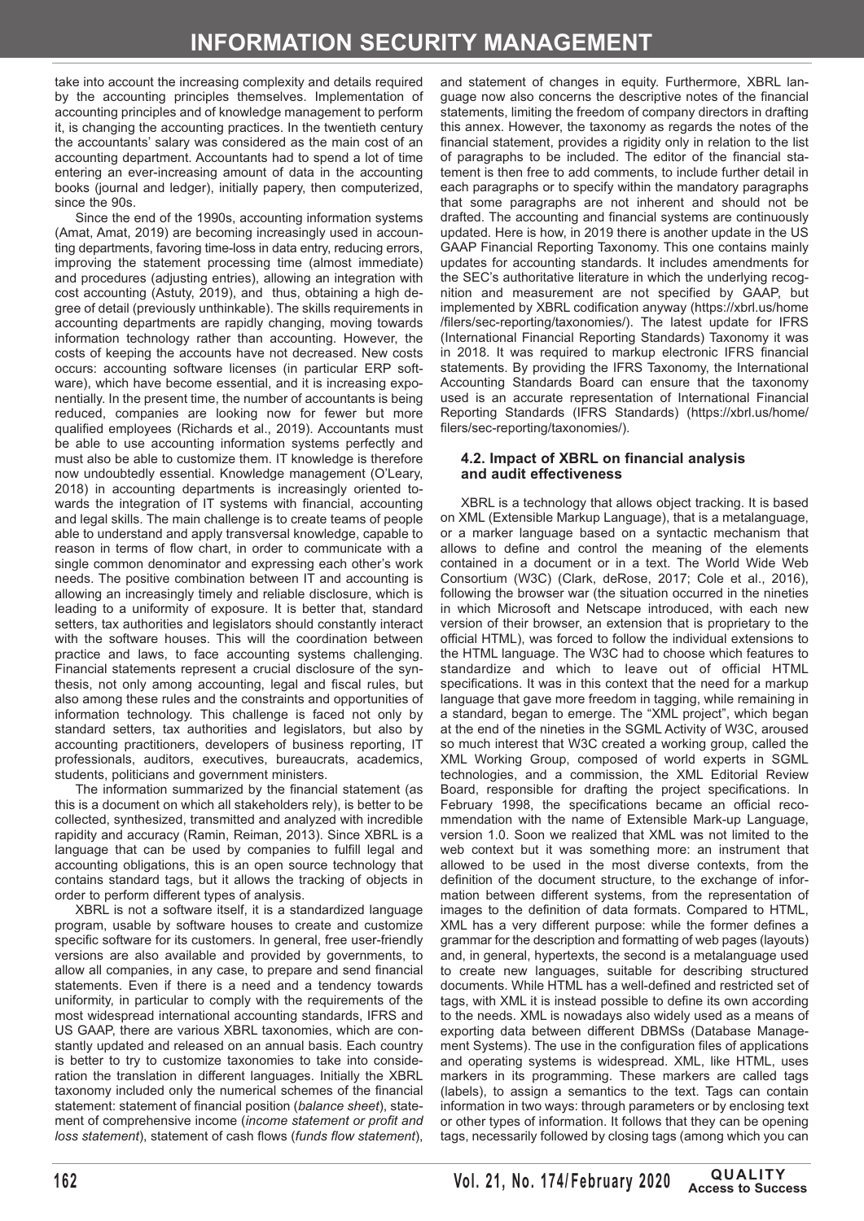take into account the increasing complexity and details required by the accounting principles themselves. Implementation of accounting principles and of knowledge management to perform it, is changing the accounting practices. In the twentieth century the accountants' salary was considered as the main cost of an accounting department. Accountants had to spend a lot of time entering an ever-increasing amount of data in the accounting books (journal and ledger), initially papery, then computerized, since the 90s.

Since the end of the 1990s, accounting information systems (Amat, Amat, 2019) are becoming increasingly used in accounting departments, favoring time-loss in data entry, reducing errors, improving the statement processing time (almost immediate) and procedures (adjusting entries), allowing an integration with cost accounting (Astuty, 2019), and thus, obtaining a high degree of detail (previously unthinkable). The skills requirements in accounting departments are rapidly changing, moving towards information technology rather than accounting. However, the costs of keeping the accounts have not decreased. New costs occurs: accounting software licenses (in particular ERP software), which have become essential, and it is increasing exponentially. In the present time, the number of accountants is being reduced, companies are looking now for fewer but more qualified employees (Richards et al., 2019). Accountants must be able to use accounting information systems perfectly and must also be able to customize them. IT knowledge is therefore now undoubtedly essential. Knowledge management (O'Leary, 2018) in accounting departments is increasingly oriented towards the integration of IT systems with financial, accounting and legal skills. The main challenge is to create teams of people able to understand and apply transversal knowledge, capable to reason in terms of flow chart, in order to communicate with a single common denominator and expressing each other's work needs. The positive combination between IT and accounting is allowing an increasingly timely and reliable disclosure, which is leading to a uniformity of exposure. It is better that, standard setters, tax authorities and legislators should constantly interact with the software houses. This will the coordination between practice and laws, to face accounting systems challenging. Financial statements represent a crucial disclosure of the synthesis, not only among accounting, legal and fiscal rules, but also among these rules and the constraints and opportunities of information technology. This challenge is faced not only by standard setters, tax authorities and legislators, but also by accounting practitioners, developers of business reporting, IT professionals, auditors, executives, bureaucrats, academics, students, politicians and government ministers.

The information summarized by the financial statement (as this is a document on which all stakeholders rely), is better to be collected, synthesized, transmitted and analyzed with incredible rapidity and accuracy (Ramin, Reiman, 2013). Since XBRL is a language that can be used by companies to fulfill legal and accounting obligations, this is an open source technology that contains standard tags, but it allows the tracking of objects in order to perform different types of analysis.

XBRL is not a software itself, it is a standardized language program, usable by software houses to create and customize specific software for its customers. In general, free user-friendly versions are also available and provided by governments, to allow all companies, in any case, to prepare and send financial statements. Even if there is a need and a tendency towards uniformity, in particular to comply with the requirements of the most widespread international accounting standards, IFRS and US GAAP, there are various XBRL taxonomies, which are constantly updated and released on an annual basis. Each country is better to try to customize taxonomies to take into consideration the translation in different languages. Initially the XBRL taxonomy included only the numerical schemes of the financial statement: statement of financial position (*balance sheet*), statement of comprehensive income (*income statement or profit and loss statement*), statement of cash flows (*funds flow statement*), and statement of changes in equity. Furthermore, XBRL language now also concerns the descriptive notes of the financial statements, limiting the freedom of company directors in drafting this annex. However, the taxonomy as regards the notes of the financial statement, provides a rigidity only in relation to the list of paragraphs to be included. The editor of the financial statement is then free to add comments, to include further detail in each paragraphs or to specify within the mandatory paragraphs that some paragraphs are not inherent and should not be drafted. The accounting and financial systems are continuously updated. Here is how, in 2019 there is another update in the US GAAP Financial Reporting Taxonomy. This one contains mainly updates for accounting standards. It includes amendments for the SEC's authoritative literature in which the underlying recognition and measurement are not specified by GAAP, but implemented by XBRL codification anyway (https://xbrl.us/home/filers/sec-reporting/taxonomies/). The latest update for IFRS (International Financial Reporting Standards) Taxonomy it was in 2018. It was required to markup electronic IFRS financial statements. By providing the IFRS Taxonomy, the International Accounting Standards Board can ensure that the taxonomy used is an accurate representation of International Financial Reporting Standards (IFRS Standards) (https://xbrl.us/home/filers/sec-reporting/taxonomies/).

### 4.2. Impact of XBRL on financial analysis and audit effectiveness

XBRL is a technology that allows object tracking. It is based on XML (Extensible Markup Language), that is a metalanguage, or a marker language based on a syntactic mechanism that allows to define and control the meaning of the elements contained in a document or in a text. The World Wide Web Consortium (W3C) (Clark, deRose, 2017; Cole et al., 2016), following the browser war (the situation occurred in the nineties in which Microsoft and Netscape introduced, with each new version of their browser, an extension that is proprietary to the official HTML), was forced to follow the individual extensions to the HTML language. The W3C had to choose which features to standardize and which to leave out of official HTML specifications. It was in this context that the need for a markup language that gave more freedom in tagging, while remaining in a standard, began to emerge. The "XML project", which began at the end of the nineties in the SGML Activity of W3C, aroused so much interest that W3C created a working group, called the XML Working Group, composed of world experts in SGML technologies, and a commission, the XML Editorial Review Board, responsible for drafting the project specifications. In February 1998, the specifications became an official recommendation with the name of Extensible Mark-up Language, version 1.0. Soon we realized that XML was not limited to the web context but it was something more: an instrument that allowed to be used in the most diverse contexts, from the definition of the document structure, to the exchange of information between different systems, from the representation of images to the definition of data formats. Compared to HTML, XML has a very different purpose: while the former defines a grammar for the description and formatting of web pages (layouts) and, in general, hypertexts, the second is a metalanguage used to create new languages, suitable for describing structured documents. While HTML has a well-defined and restricted set of tags, with XML it is instead possible to define its own according to the needs. XML is nowadays also widely used as a means of exporting data between different DBMSs (Database Management Systems). The use in the configuration files of applications and operating systems is widespread. XML, like HTML, uses markers in its programming. These markers are called tags (labels), to assign a semantics to the text. Tags can contain information in two ways: through parameters or by enclosing text or other types of information. It follows that they can be opening tags, necessarily followed by closing tags (among which you can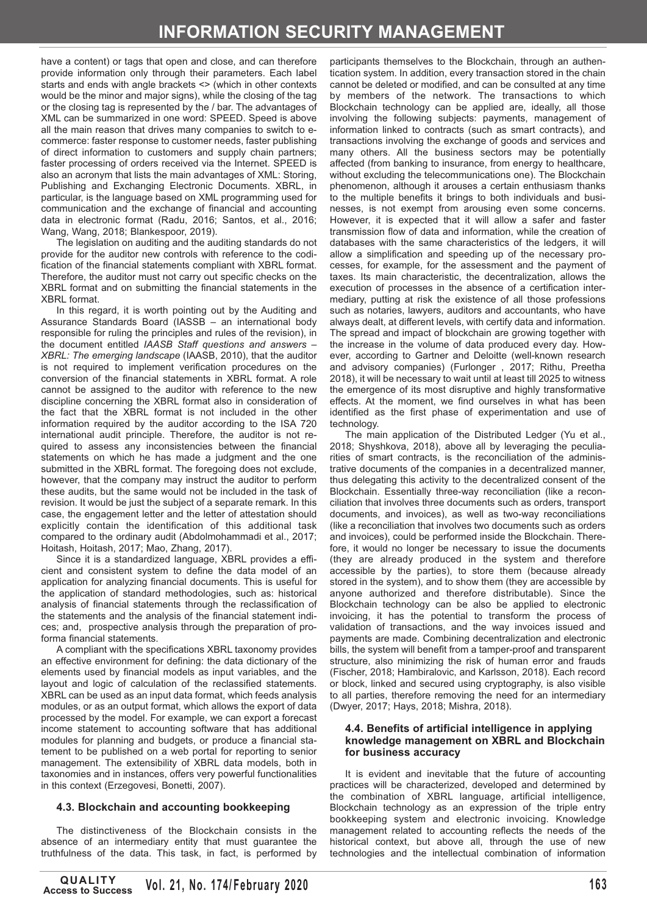have a content) or tags that open and close, and can therefore provide information only through their parameters. Each label starts and ends with angle brackets <> (which in other contexts would be the minor and major signs), while the closing of the tag or the closing tag is represented by the / bar. The advantages of XML can be summarized in one word: SPEED. Speed is above all the main reason that drives many companies to switch to e-commerce: faster response to customer needs, faster publishing of direct information to customers and supply chain partners; faster processing of orders received via the Internet. SPEED is also an acronym that lists the main advantages of XML: Storing, Publishing and Exchanging Electronic Documents. XBRL, in particular, is the language based on XML programming used for communication and the exchange of financial and accounting data in electronic format (Radu, 2016; Santos, et al., 2016; Wang, Wang, 2018; Blankespoor, 2019).

The legislation on auditing and the auditing standards do not provide for the auditor new controls with reference to the codification of the financial statements compliant with XBRL format. Therefore, the auditor must not carry out specific checks on the XBRL format and on submitting the financial statements in the XBRL format.

In this regard, it is worth pointing out by the Auditing and Assurance Standards Board (IASSB – an international body responsible for ruling the principles and rules of the revision), in the document entitled *IAASB Staff questions and answers – XBRL: The emerging landscape* (IAASB, 2010), that the auditor is not required to implement verification procedures on the conversion of the financial statements in XBRL format. A role cannot be assigned to the auditor with reference to the new discipline concerning the XBRL format also in consideration of the fact that the XBRL format is not included in the other information required by the auditor according to the ISA 720 international audit principle. Therefore, the auditor is not required to assess any inconsistencies between the financial statements on which he has made a judgment and the one submitted in the XBRL format. The foregoing does not exclude, however, that the company may instruct the auditor to perform these audits, but the same would not be included in the task of revision. It would be just the subject of a separate remark. In this case, the engagement letter and the letter of attestation should explicitly contain the identification of this additional task compared to the ordinary audit (Abdolmohammadi et al., 2017; Hoitash, Hoitash, 2017; Mao, Zhang, 2017).

Since it is a standardized language, XBRL provides a efficient and consistent system to define the data model of an application for analyzing financial documents. This is useful for the application of standard methodologies, such as: historical analysis of financial statements through the reclassification of the statements and the analysis of the financial statement indices; and, prospective analysis through the preparation of pro-forma financial statements.

A compliant with the specifications XBRL taxonomy provides an effective environment for defining: the data dictionary of the elements used by financial models as input variables, and the layout and logic of calculation of the reclassified statements. XBRL can be used as an input data format, which feeds analysis modules, or as an output format, which allows the export of data processed by the model. For example, we can export a forecast income statement to accounting software that has additional modules for planning and budgets, or produce a financial statement to be published on a web portal for reporting to senior management. The extensibility of XBRL data models, both in taxonomies and in instances, offers very powerful functionalities in this context (Erzegovesi, Bonetti, 2007).

### 4.3. Blockchain and accounting bookkeeping

The distinctiveness of the Blockchain consists in the absence of an intermediary entity that must guarantee the truthfulness of the data. This task, in fact, is performed by participants themselves to the Blockchain, through an authentication system. In addition, every transaction stored in the chain cannot be deleted or modified, and can be consulted at any time by members of the network. The transactions to which Blockchain technology can be applied are, ideally, all those involving the following subjects: payments, management of information linked to contracts (such as smart contracts), and transactions involving the exchange of goods and services and many others. All the business sectors may be potentially affected (from banking to insurance, from energy to healthcare, without excluding the telecommunications one). The Blockchain phenomenon, although it arouses a certain enthusiasm thanks to the multiple benefits it brings to both individuals and businesses, is not exempt from arousing even some concerns. However, it is expected that it will allow a safer and faster transmission flow of data and information, while the creation of databases with the same characteristics of the ledgers, it will allow a simplification and speeding up of the necessary processes, for example, for the assessment and the payment of taxes. Its main characteristic, the decentralization, allows the execution of processes in the absence of a certification intermediary, putting at risk the existence of all those professions such as notaries, lawyers, auditors and accountants, who have always dealt, at different levels, with certify data and information. The spread and impact of blockchain are growing together with the increase in the volume of data produced every day. However, according to Gartner and Deloitte (well-known research and advisory companies) (Furlonger , 2017; Rithu, Preetha 2018), it will be necessary to wait until at least till 2025 to witness the emergence of its most disruptive and highly transformative effects. At the moment, we find ourselves in what has been identified as the first phase of experimentation and use of technology.

The main application of the Distributed Ledger (Yu et al., 2018; Shyshkova, 2018), above all by leveraging the peculiarities of smart contracts, is the reconciliation of the administrative documents of the companies in a decentralized manner, thus delegating this activity to the decentralized consent of the Blockchain. Essentially three-way reconciliation (like a reconciliation that involves three documents such as orders, transport documents, and invoices), as well as two-way reconciliations (like a reconciliation that involves two documents such as orders and invoices), could be performed inside the Blockchain. Therefore, it would no longer be necessary to issue the documents (they are already produced in the system and therefore accessible by the parties), to store them (because already stored in the system), and to show them (they are accessible by anyone authorized and therefore distributable). Since the Blockchain technology can be also be applied to electronic invoicing, it has the potential to transform the process of validation of transactions, and the way invoices issued and payments are made. Combining decentralization and electronic bills, the system will benefit from a tamper-proof and transparent structure, also minimizing the risk of human error and frauds (Fischer, 2018; Hambiralovic, and Karlsson, 2018). Each record or block, linked and secured using cryptography, is also visible to all parties, therefore removing the need for an intermediary (Dwyer, 2017; Hays, 2018; Mishra, 2018).

### 4.4. Benefits of artificial intelligence in applying knowledge management on XBRL and Blockchain for business accuracy

It is evident and inevitable that the future of accounting practices will be characterized, developed and determined by the combination of XBRL language, artificial intelligence, Blockchain technology as an expression of the triple entry bookkeeping system and electronic invoicing. Knowledge management related to accounting reflects the needs of the historical context, but above all, through the use of new technologies and the intellectual combination of information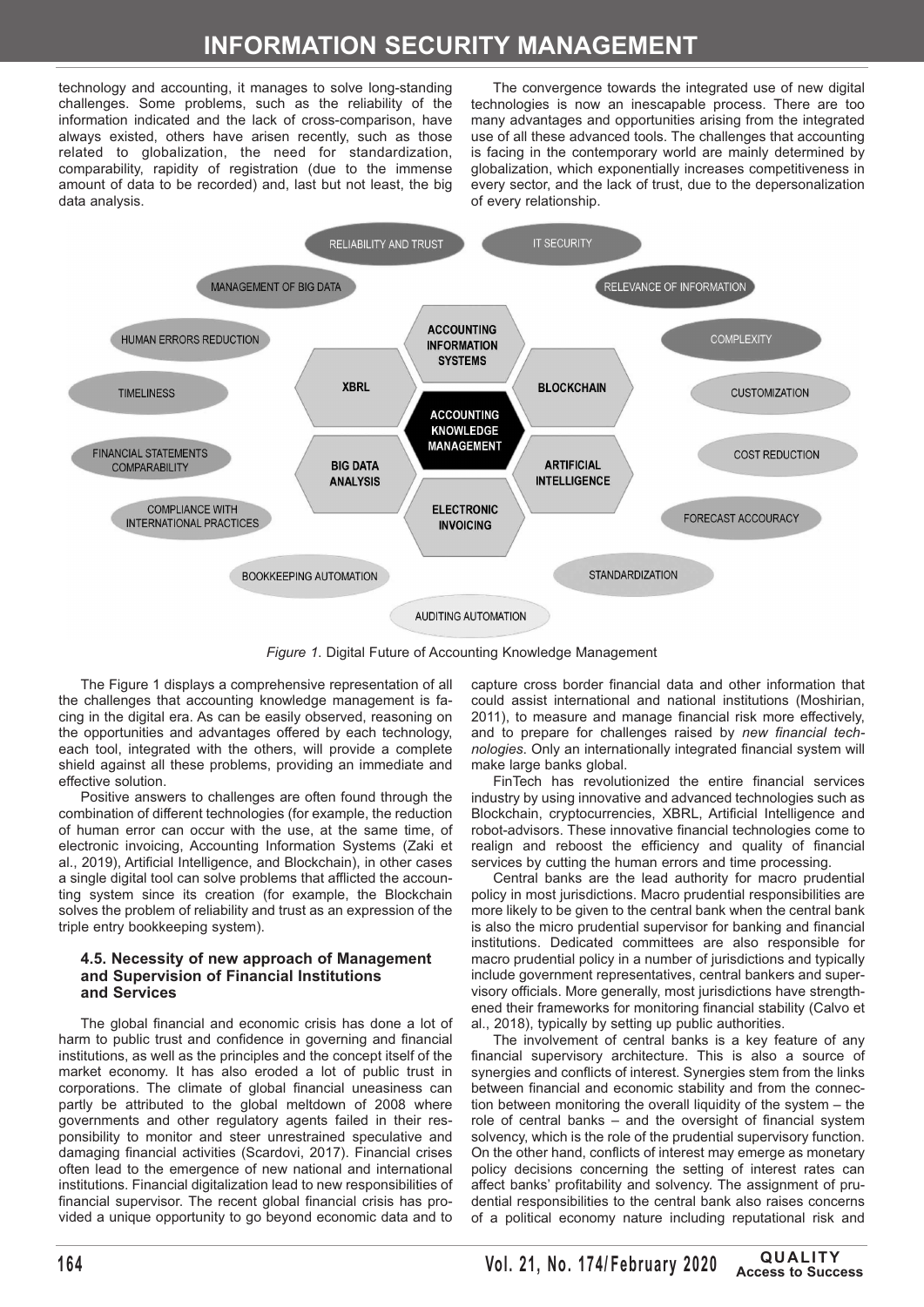technology and accounting, it manages to solve long-standing challenges. Some problems, such as the reliability of the information indicated and the lack of cross-comparison, have always existed, others have arisen recently, such as those related to globalization, the need for standardization, comparability, rapidity of registration (due to the immense amount of data to be recorded) and, last but not least, the big data analysis.

The convergence towards the integrated use of new digital technologies is now an inescapable process. There are too many advantages and opportunities arising from the integrated use of all these advanced tools. The challenges that accounting is facing in the contemporary world are mainly determined by globalization, which exponentially increases competitiveness in every sector, and the lack of trust, due to the depersonalization of every relationship.

RELIABILITY AND TRUST

IT SECURITY

MANAGEMENT OF BIG DATA

RELEVANCE OF INFORMATION

HUMAN ERRORS REDUCTION

ACCOUNTING INFORMATION SYSTEMS

COMPLEXITY

TIMELINESS

XBRL

BLOCKCHAIN

CUSTOMIZATION

ACCOUNTING KNOWLEDGE MANAGEMENT

FINANCIAL STATEMENTS COMPARABILITY

BIG DATA ANALYSIS

ARTIFICIAL INTELLIGENCE

COST REDUCTION

COMPLIANCE WITH INTERNATIONAL PRACTICES

ELECTRONIC INVOICING

FORECAST ACCOURACY

BOOKKEEPING AUTOMATION

STANDARDIZATION

AUDITING AUTOMATION

*Figure 1.* Digital Future of Accounting Knowledge Management

The Figure 1 displays a comprehensive representation of all the challenges that accounting knowledge management is facing in the digital era. As can be easily observed, reasoning on the opportunities and advantages offered by each technology, each tool, integrated with the others, will provide a complete shield against all these problems, providing an immediate and effective solution.

Positive answers to challenges are often found through the combination of different technologies (for example, the reduction of human error can occur with the use, at the same time, of electronic invoicing, Accounting Information Systems (Zaki et al., 2019), Artificial Intelligence, and Blockchain), in other cases a single digital tool can solve problems that afflicted the accounting system since its creation (for example, the Blockchain solves the problem of reliability and trust as an expression of the triple entry bookkeeping system).

### 4.5. Necessity of new approach of Management and Supervision of Financial Institutions and Services

The global financial and economic crisis has done a lot of harm to public trust and confidence in governing and financial institutions, as well as the principles and the concept itself of the market economy. It has also eroded a lot of public trust in corporations. The climate of global financial uneasiness can partly be attributed to the global meltdown of 2008 where governments and other regulatory agents failed in their responsibility to monitor and steer unrestrained speculative and damaging financial activities (Scardovi, 2017). Financial crises often lead to the emergence of new national and international institutions. Financial digitalization lead to new responsibilities of financial supervisor. The recent global financial crisis has provided a unique opportunity to go beyond economic data and to capture cross border financial data and other information that could assist international and national institutions (Moshirian, 2011), to measure and manage financial risk more effectively, and to prepare for challenges raised by *new financial technologies*. Only an internationally integrated financial system will make large banks global.

FinTech has revolutionized the entire financial services industry by using innovative and advanced technologies such as Blockchain, cryptocurrencies, XBRL, Artificial Intelligence and robot-advisors. These innovative financial technologies come to realign and reboost the efficiency and quality of financial services by cutting the human errors and time processing.

Central banks are the lead authority for macro prudential policy in most jurisdictions. Macro prudential responsibilities are more likely to be given to the central bank when the central bank is also the micro prudential supervisor for banking and financial institutions. Dedicated committees are also responsible for macro prudential policy in a number of jurisdictions and typically include government representatives, central bankers and supervisory officials. More generally, most jurisdictions have strengthened their frameworks for monitoring financial stability (Calvo et al., 2018), typically by setting up public authorities.

The involvement of central banks is a key feature of any financial supervisory architecture. This is also a source of synergies and conflicts of interest. Synergies stem from the links between financial and economic stability and from the connection between monitoring the overall liquidity of the system – the role of central banks – and the oversight of financial system solvency, which is the role of the prudential supervisory function. On the other hand, conflicts of interest may emerge as monetary policy decisions concerning the setting of interest rates can affect banks' profitability and solvency. The assignment of prudential responsibilities to the central bank also raises concerns of a political economy nature including reputational risk and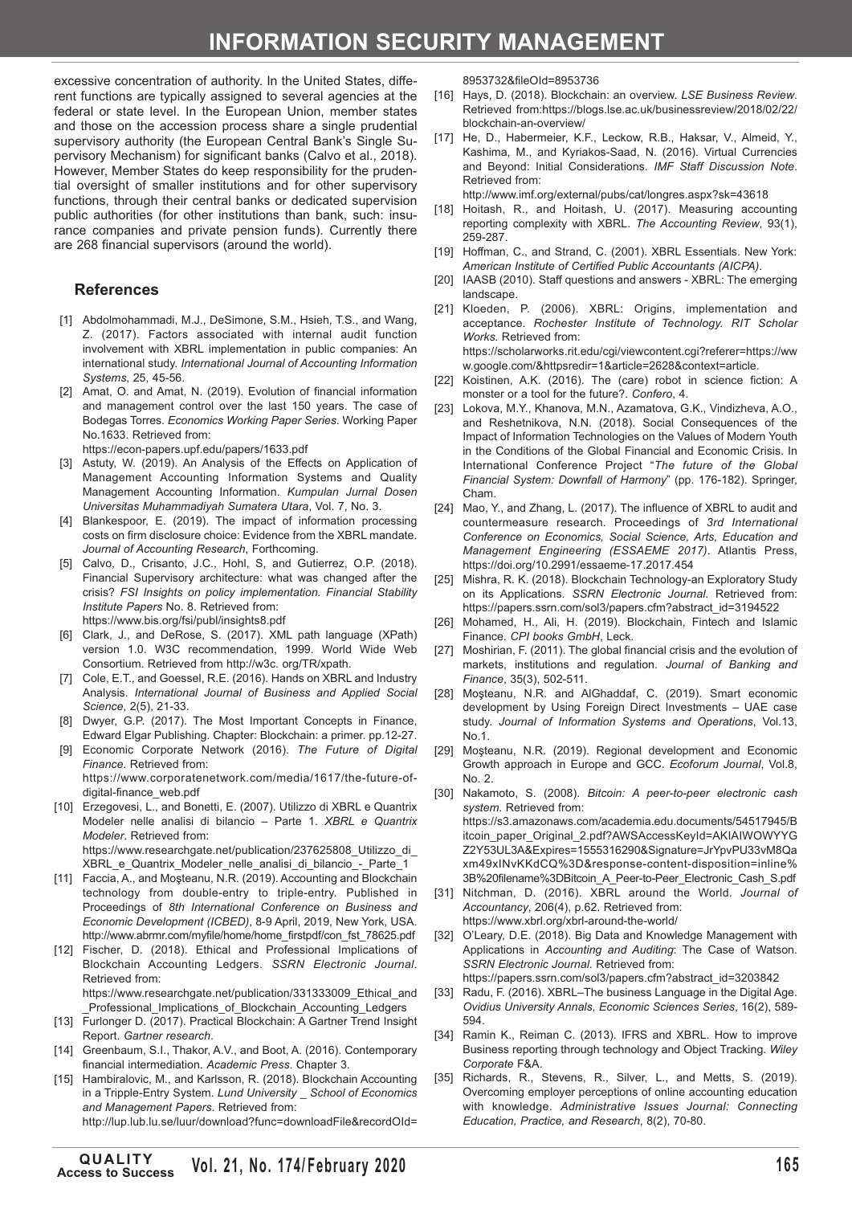excessive concentration of authority. In the United States, different functions are typically assigned to several agencies at the federal or state level. In the European Union, member states and those on the accession process share a single prudential supervisory authority (the European Central Bank's Single Supervisory Mechanism) for significant banks (Calvo et al., 2018). However, Member States do keep responsibility for the prudential oversight of smaller institutions and for other supervisory functions, through their central banks or dedicated supervision public authorities (for other institutions than bank, such: insurance companies and private pension funds). Currently there are 268 financial supervisors (around the world).

## References

[1] Abdolmohammadi, M.J., DeSimone, S.M., Hsieh, T.S., and Wang, Z. (2017). Factors associated with internal audit function involvement with XBRL implementation in public companies: An international study. *International Journal of Accounting Information Systems*, 25, 45-56.

[2] Amat, O. and Amat, N. (2019). Evolution of financial information and management control over the last 150 years. The case of Bodegas Torres. *Economics Working Paper Series*. Working Paper No.1633. Retrieved from: https://econ-papers.upf.edu/papers/1633.pdf

[3] Astuty, W. (2019). An Analysis of the Effects on Application of Management Accounting Information Systems and Quality Management Accounting Information. *Kumpulan Jurnal Dosen Universitas Muhammadiyah Sumatera Utara*, Vol. 7, No. 3.

[4] Blankespoor, E. (2019). The impact of information processing costs on firm disclosure choice: Evidence from the XBRL mandate. *Journal of Accounting Research*, Forthcoming.

[5] Calvo, D., Crisanto, J.C., Hohl, S, and Gutierrez, O.P. (2018). Financial Supervisory architecture: what was changed after the crisis? *FSI Insights on policy implementation. Financial Stability Institute Papers* No. 8. Retrieved from: https://www.bis.org/fsi/publ/insights8.pdf

[6] Clark, J., and DeRose, S. (2017). XML path language (XPath) version 1.0. W3C recommendation, 1999. World Wide Web Consortium. Retrieved from http://w3c. org/TR/xpath.

[7] Cole, E.T., and Goessel, R.E. (2016). Hands on XBRL and Industry Analysis. *International Journal of Business and Applied Social Science*, 2(5), 21-33.

[8] Dwyer, G.P. (2017). The Most Important Concepts in Finance, Edward Elgar Publishing. Chapter: Blockchain: a primer. pp.12-27.

[9] Economic Corporate Network (2016). *The Future of Digital Finance*. Retrieved from: https://www.corporatenetwork.com/media/1617/the-future-of-digital-finance_web.pdf

[10] Erzegovesi, L., and Bonetti, E. (2007). Utilizzo di XBRL e Quantrix Modeler nelle analisi di bilancio – Parte 1. *XBRL e Quantrix Modeler*. Retrieved from: https://www.researchgate.net/publication/237625808_Utilizzo_di_XBRL_e_Quantrix_Modeler_nelle_analisi_di_bilancio_-_Parte_1

[11] Faccia, A., and Moşteanu, N.R. (2019). Accounting and Blockchain technology from double-entry to triple-entry. Published in Proceedings of *8th International Conference on Business and Economic Development (ICBED)*, 8-9 April, 2019, New York, USA. http://www.abrmr.com/myfile/home/home_firstpdf/con_fst_78625.pdf

[12] Fischer, D. (2018). Ethical and Professional Implications of Blockchain Accounting Ledgers. *SSRN Electronic Journal*. Retrieved from: https://www.researchgate.net/publication/331333009_Ethical_and_Professional_Implications_of_Blockchain_Accounting_Ledgers

[13] Furlonger D. (2017). Practical Blockchain: A Gartner Trend Insight Report. *Gartner research*.

[14] Greenbaum, S.I., Thakor, A.V., and Boot, A. (2016). Contemporary financial intermediation. *Academic Press*. Chapter 3.

[15] Hambiralovic, M., and Karlsson, R. (2018). Blockchain Accounting in a Tripple-Entry System. *Lund University _ School of Economics and Management Papers*. Retrieved from: http://lup.lub.lu.se/luur/download?func=downloadFile&recordOId=8953732&fileOId=8953736

[16] Hays, D. (2018). Blockchain: an overview. *LSE Business Review*. Retrieved from:https://blogs.lse.ac.uk/businessreview/2018/02/22/blockchain-an-overview/

[17] He, D., Habermeier, K.F., Leckow, R.B., Haksar, V., Almeid, Y., Kashima, M., and Kyriakos-Saad, N. (2016). Virtual Currencies and Beyond: Initial Considerations. *IMF Staff Discussion Note*. Retrieved from: http://www.imf.org/external/pubs/cat/longres.aspx?sk=43618

[18] Hoitash, R., and Hoitash, U. (2017). Measuring accounting reporting complexity with XBRL. *The Accounting Review*, 93(1), 259-287.

[19] Hoffman, C., and Strand, C. (2001). XBRL Essentials. New York: *American Institute of Certified Public Accountants (AICPA)*.

[20] IAASB (2010). Staff questions and answers - XBRL: The emerging landscape.

[21] Kloeden, P. (2006). XBRL: Origins, implementation and acceptance. *Rochester Institute of Technology. RIT Scholar Works.* Retrieved from: https://scholarworks.rit.edu/cgi/viewcontent.cgi?referer=https://www.google.com/&httpsredir=1&article=2628&context=article.

[22] Koistinen, A.K. (2016). The (care) robot in science fiction: A monster or a tool for the future?. *Confero*, 4.

[23] Lokova, M.Y., Khanova, M.N., Azamatova, G.K., Vindizheva, A.O., and Reshetnikova, N.N. (2018). Social Consequences of the Impact of Information Technologies on the Values of Modern Youth in the Conditions of the Global Financial and Economic Crisis. In International Conference Project "*The future of the Global Financial System: Downfall of Harmony*" (pp. 176-182). Springer, Cham.

[24] Mao, Y., and Zhang, L. (2017). The influence of XBRL to audit and countermeasure research. Proceedings of *3rd International Conference on Economics, Social Science, Arts, Education and Management Engineering (ESSAEME 2017)*. Atlantis Press, https://doi.org/10.2991/essaeme-17.2017.454

[25] Mishra, R. K. (2018). Blockchain Technology-an Exploratory Study on its Applications. *SSRN Electronic Journal*. Retrieved from: https://papers.ssrn.com/sol3/papers.cfm?abstract_id=3194522

[26] Mohamed, H., Ali, H. (2019). Blockchain, Fintech and Islamic Finance. *CPI books GmbH*, Leck.

[27] Moshirian, F. (2011). The global financial crisis and the evolution of markets, institutions and regulation. *Journal of Banking and Finance*, 35(3), 502-511.

[28] Moşteanu, N.R. and AlGhaddaf, C. (2019). Smart economic development by Using Foreign Direct Investments – UAE case study. *Journal of Information Systems and Operations*, Vol.13, No.1.

[29] Moşteanu, N.R. (2019). Regional development and Economic Growth approach in Europe and GCC. *Ecoforum Journal*, Vol.8, No. 2.

[30] Nakamoto, S. (2008). *Bitcoin: A peer-to-peer electronic cash system*. Retrieved from: https://s3.amazonaws.com/academia.edu.documents/54517945/Bitcoin_paper_Original_2.pdf?AWSAccessKeyId=AKIAIWOWYYGZ2Y53UL3A&Expires=1555316290&Signature=JrYpvPU33vM8Qaxm49xINvKKdCQ%3D&response-content-disposition=inline%3B%20filename%3DBitcoin_A_Peer-to-Peer_Electronic_Cash_S.pdf

[31] Nitchman, D. (2016). XBRL around the World. *Journal of Accountancy*, 206(4), p.62. Retrieved from: https://www.xbrl.org/xbrl-around-the-world/

[32] O'Leary, D.E. (2018). Big Data and Knowledge Management with Applications in *Accounting and Auditing*: The Case of Watson. *SSRN Electronic Journal*. Retrieved from: https://papers.ssrn.com/sol3/papers.cfm?abstract_id=3203842

[33] Radu, F. (2016). XBRL–The business Language in the Digital Age. *Ovidius University Annals, Economic Sciences Series*, 16(2), 589-594.

[34] Ramin K., Reiman C. (2013). IFRS and XBRL. How to improve Business reporting through technology and Object Tracking. *Wiley Corporate* F&A.

[35] Richards, R., Stevens, R., Silver, L., and Metts, S. (2019). Overcoming employer perceptions of online accounting education with knowledge. *Administrative Issues Journal: Connecting Education, Practice, and Research*, 8(2), 70-80.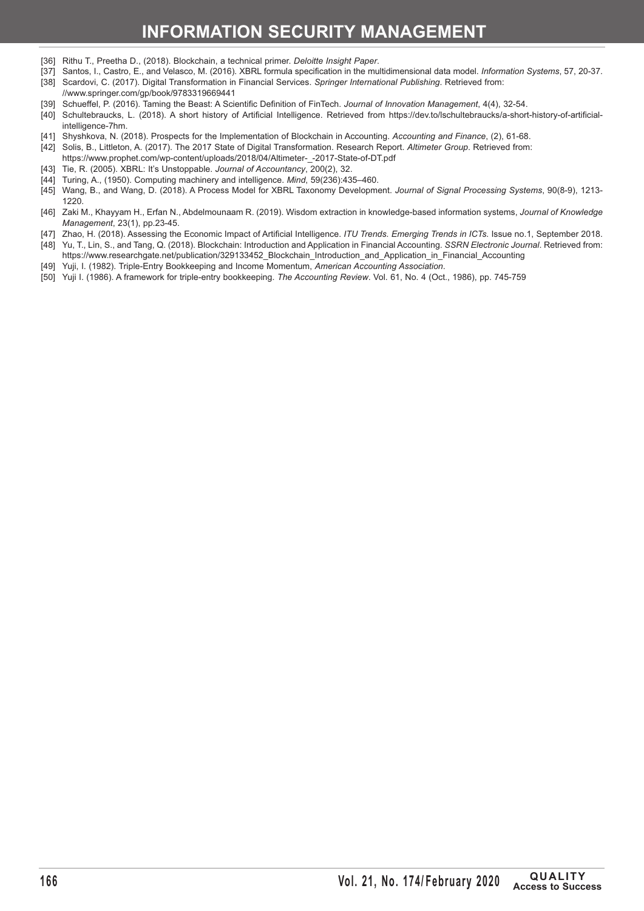[36] Rithu T., Preetha D., (2018). Blockchain, a technical primer. *Deloitte Insight Paper*.

[37] Santos, I., Castro, E., and Velasco, M. (2016). XBRL formula specification in the multidimensional data model. *Information Systems*, 57, 20-37.

[38] Scardovi, C. (2017). Digital Transformation in Financial Services. *Springer International Publishing*. Retrieved from: //www.springer.com/gp/book/9783319669441

[39] Schueffel, P. (2016). Taming the Beast: A Scientific Definition of FinTech. *Journal of Innovation Management*, 4(4), 32-54.

[40] Schultebraucks, L. (2018). A short history of Artificial Intelligence. Retrieved from https://dev.to/lschultebraucks/a-short-history-of-artificial-intelligence-7hm.

[41] Shyshkova, N. (2018). Prospects for the Implementation of Blockchain in Accounting. *Accounting and Finance*, (2), 61-68.

[42] Solis, B., Littleton, A. (2017). The 2017 State of Digital Transformation. Research Report. *Altimeter Group*. Retrieved from: https://www.prophet.com/wp-content/uploads/2018/04/Altimeter-_-2017-State-of-DT.pdf

[43] Tie, R. (2005). XBRL: It's Unstoppable. *Journal of Accountancy*, 200(2), 32.

[44] Turing, A., (1950). Computing machinery and intelligence. *Mind*, 59(236):435–460.

[45] Wang, B., and Wang, D. (2018). A Process Model for XBRL Taxonomy Development. *Journal of Signal Processing Systems*, 90(8-9), 1213-1220.

[46] Zaki M., Khayyam H., Erfan N., Abdelmounaam R. (2019). Wisdom extraction in knowledge-based information systems, *Journal of Knowledge Management*, 23(1), pp.23-45.

[47] Zhao, H. (2018). Assessing the Economic Impact of Artificial Intelligence. *ITU Trends. Emerging Trends in ICTs.* Issue no.1, September 2018.

[48] Yu, T., Lin, S., and Tang, Q. (2018). Blockchain: Introduction and Application in Financial Accounting. *SSRN Electronic Journal*. Retrieved from: https://www.researchgate.net/publication/329133452_Blockchain_Introduction_and_Application_in_Financial_Accounting

[49] Yuji, I. (1982). Triple-Entry Bookkeeping and Income Momentum, *American Accounting Association*.

[50] Yuji I. (1986). A framework for triple-entry bookkeeping. *The Accounting Review*. Vol. 61, No. 4 (Oct., 1986), pp. 745-759